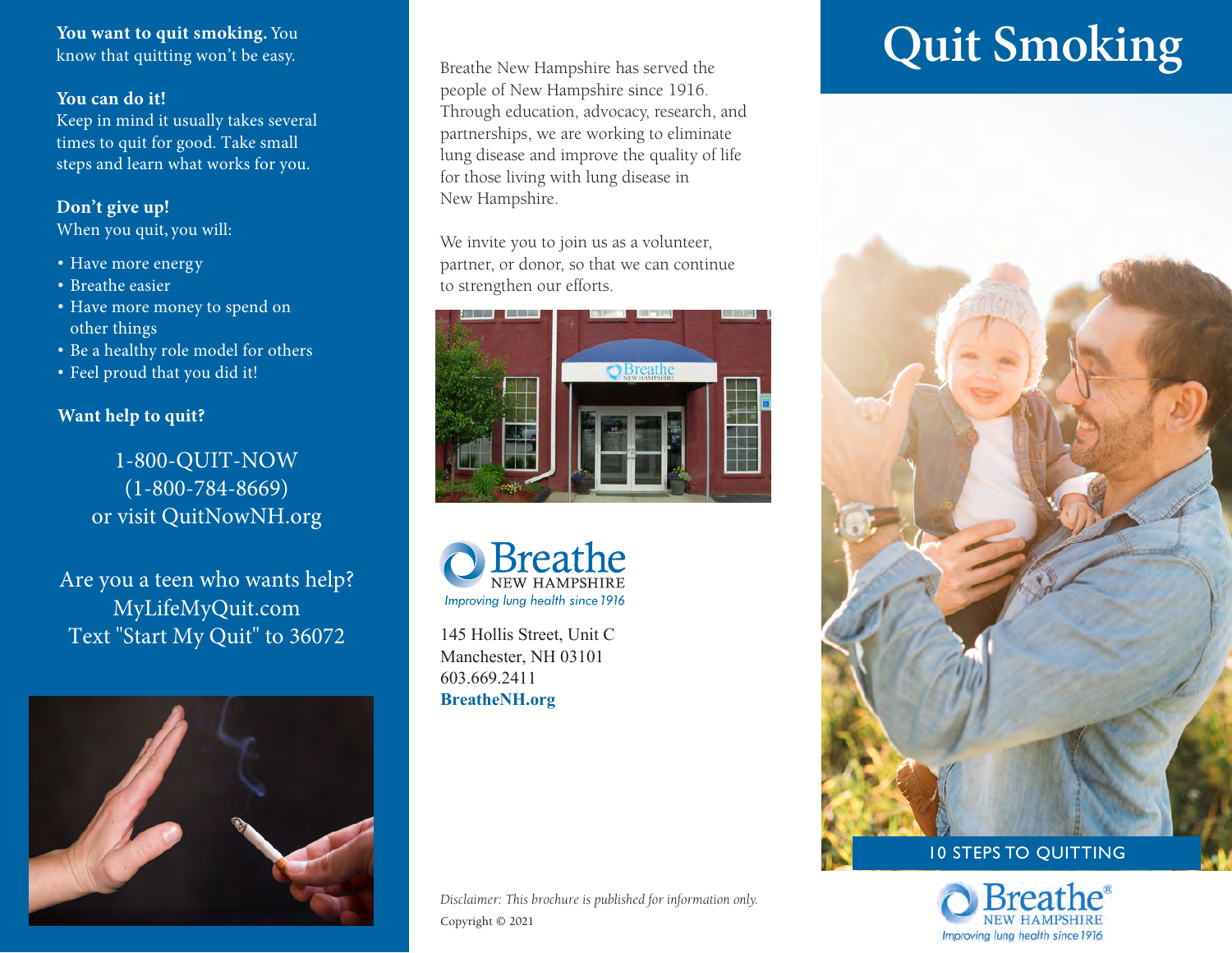**You want to quit smoking.** You know that quitting won't be easy.

**You can do it!**
Keep in mind it usually takes several times to quit for good. Take small steps and learn what works for you.

**Don't give up!**
When you quit, you will:

- Have more energy
- Breathe easier
- Have more money to spend on other things
- Be a healthy role model for others
- Feel proud that you did it!

**Want help to quit?**

1-800-QUIT-NOW
(1-800-784-8669)
or visit QuitNowNH.org

Are you a teen who wants help?
MyLifeMyQuit.com
Text "Start My Quit" to 36072

Breathe New Hampshire has served the people of New Hampshire since 1916. Through education, advocacy, research, and partnerships, we are working to eliminate lung disease and improve the quality of life for those living with lung disease in New Hampshire.

We invite you to join us as a volunteer, partner, or donor, so that we can continue to strengthen our efforts.

Breathe NEW HAMPSHIRE
*Improving lung health since 1916*

145 Hollis Street, Unit C
Manchester, NH 03101
603.669.2411
**BreatheNH.org**

*Disclaimer: This brochure is published for information only.*
Copyright © 2021

# Quit Smoking

10 STEPS TO QUITTING

Breathe® NEW HAMPSHIRE
*Improving lung health since 1916*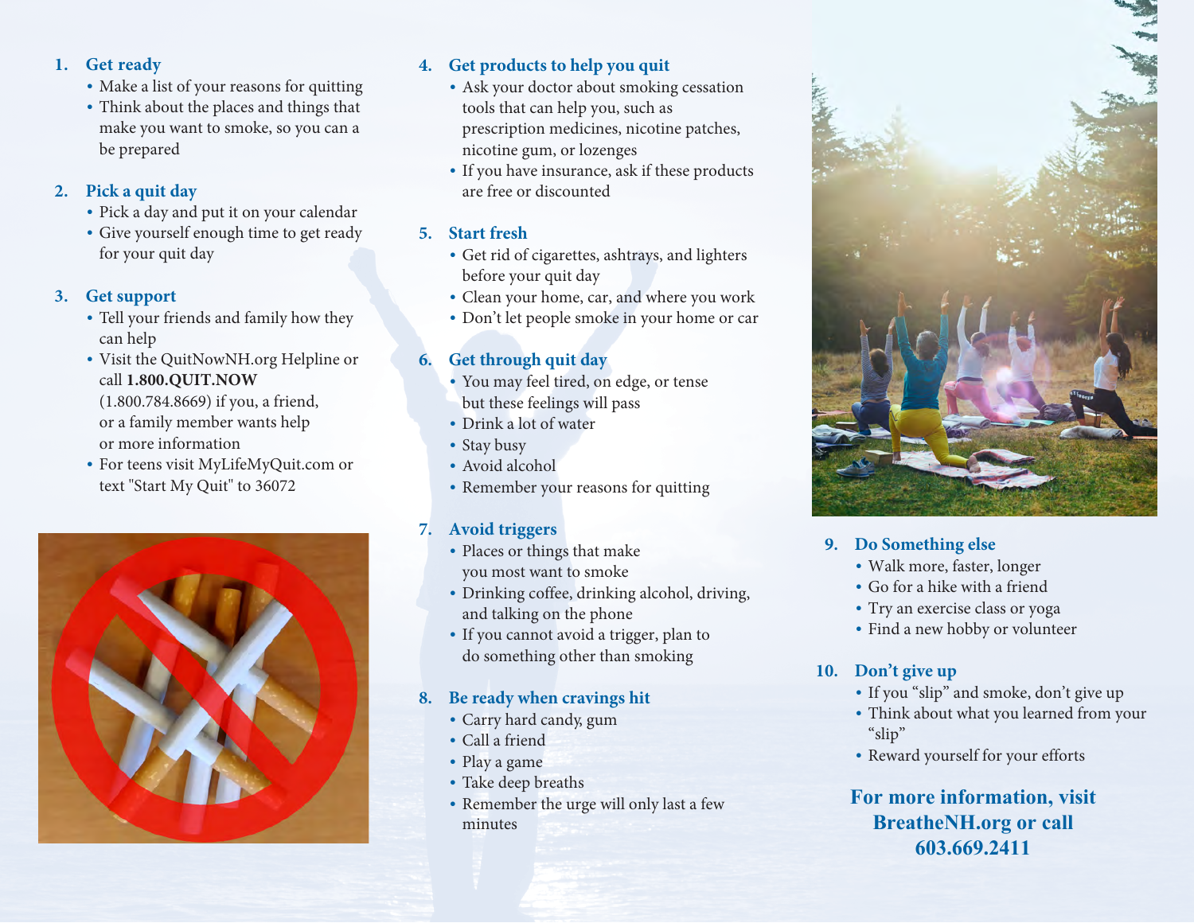1. **Get ready**
   - Make a list of your reasons for quitting
   - Think about the places and things that make you want to smoke, so you can a be prepared

2. **Pick a quit day**
   - Pick a day and put it on your calendar
   - Give yourself enough time to get ready for your quit day

3. **Get support**
   - Tell your friends and family how they can help
   - Visit the QuitNowNH.org Helpline or call **1.800.QUIT.NOW** (1.800.784.8669) if you, a friend, or a family member wants help or more information
   - For teens visit MyLifeMyQuit.com or text "Start My Quit" to 36072

4. **Get products to help you quit**
   - Ask your doctor about smoking cessation tools that can help you, such as prescription medicines, nicotine patches, nicotine gum, or lozenges
   - If you have insurance, ask if these products are free or discounted

5. **Start fresh**
   - Get rid of cigarettes, ashtrays, and lighters before your quit day
   - Clean your home, car, and where you work
   - Don't let people smoke in your home or car

6. **Get through quit day**
   - You may feel tired, on edge, or tense but these feelings will pass
   - Drink a lot of water
   - Stay busy
   - Avoid alcohol
   - Remember your reasons for quitting

7. **Avoid triggers**
   - Places or things that make you most want to smoke
   - Drinking coffee, drinking alcohol, driving, and talking on the phone
   - If you cannot avoid a trigger, plan to do something other than smoking

8. **Be ready when cravings hit**
   - Carry hard candy, gum
   - Call a friend
   - Play a game
   - Take deep breaths
   - Remember the urge will only last a few minutes

9. **Do Something else**
   - Walk more, faster, longer
   - Go for a hike with a friend
   - Try an exercise class or yoga
   - Find a new hobby or volunteer

10. **Don't give up**
    - If you "slip" and smoke, don't give up
    - Think about what you learned from your "slip"
    - Reward yourself for your efforts

**For more information, visit BreatheNH.org or call 603.669.2411**